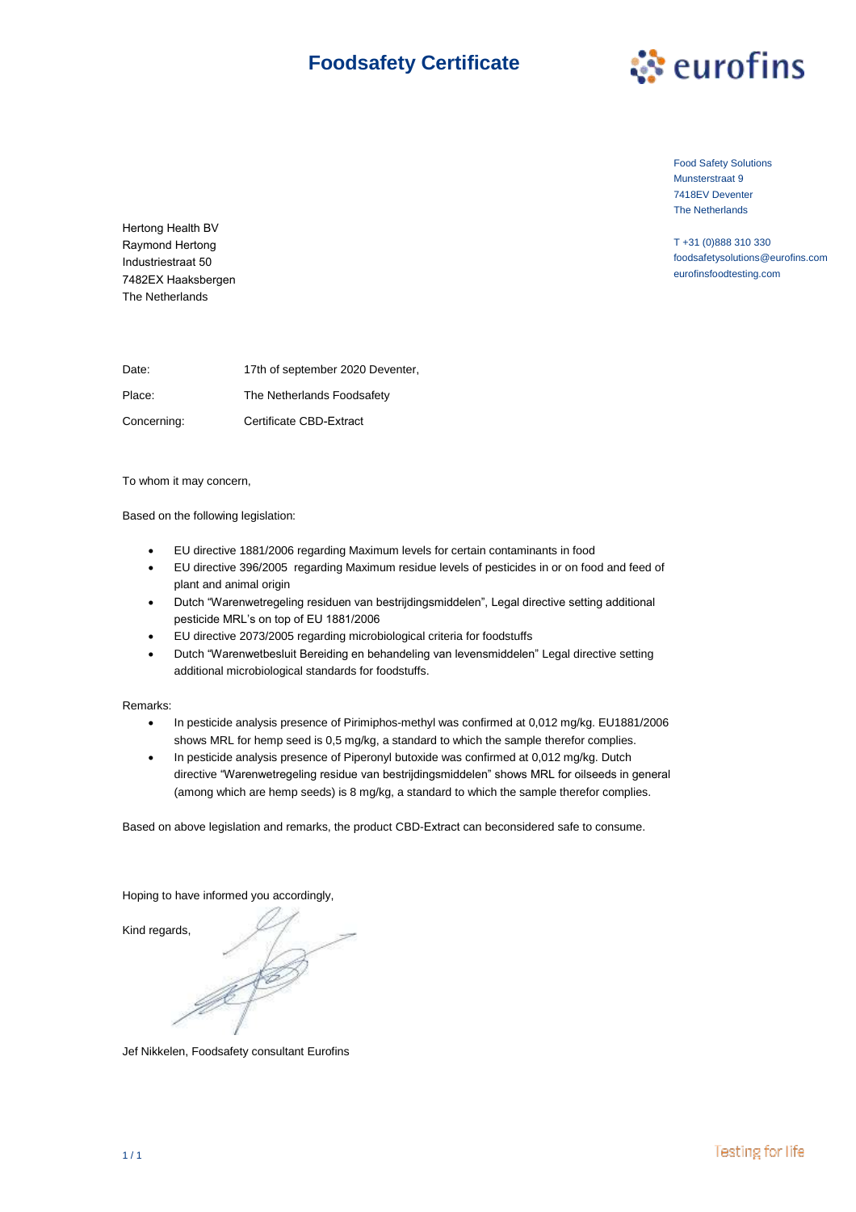# Foodsafety Certificate

eurofins

Food Safety Solutions
Munsterstraat 9
7418EV Deventer
The Netherlands

T +31 (0)888 310 330
foodsafetysolutions@eurofins.com
eurofinsfoodtesting.com

Hertong Health BV
Raymond Hertong
Industriestraat 50
7482EX Haaksbergen
The Netherlands

| | |
|---|---|
| Date: | 17th of september 2020 Deventer, |
| Place: | The Netherlands Foodsafety |
| Concerning: | Certificate CBD-Extract |

To whom it may concern,

Based on the following legislation:

- EU directive 1881/2006 regarding Maximum levels for certain contaminants in food
- EU directive 396/2005 regarding Maximum residue levels of pesticides in or on food and feed of plant and animal origin
- Dutch "Warenwetregeling residuen van bestrijdingsmiddelen", Legal directive setting additional pesticide MRL's on top of EU 1881/2006
- EU directive 2073/2005 regarding microbiological criteria for foodstuffs
- Dutch "Warenwetbesluit Bereiding en behandeling van levensmiddelen" Legal directive setting additional microbiological standards for foodstuffs.

Remarks:

- In pesticide analysis presence of Pirimiphos-methyl was confirmed at 0,012 mg/kg. EU1881/2006 shows MRL for hemp seed is 0,5 mg/kg, a standard to which the sample therefor complies.
- In pesticide analysis presence of Piperonyl butoxide was confirmed at 0,012 mg/kg. Dutch directive "Warenwetregeling residue van bestrijdingsmiddelen" shows MRL for oilseeds in general (among which are hemp seeds) is 8 mg/kg, a standard to which the sample therefor complies.

Based on above legislation and remarks, the product CBD-Extract can beconsidered safe to consume.

Hoping to have informed you accordingly,

Kind regards,

Jef Nikkelen, Foodsafety consultant Eurofins

Testing for life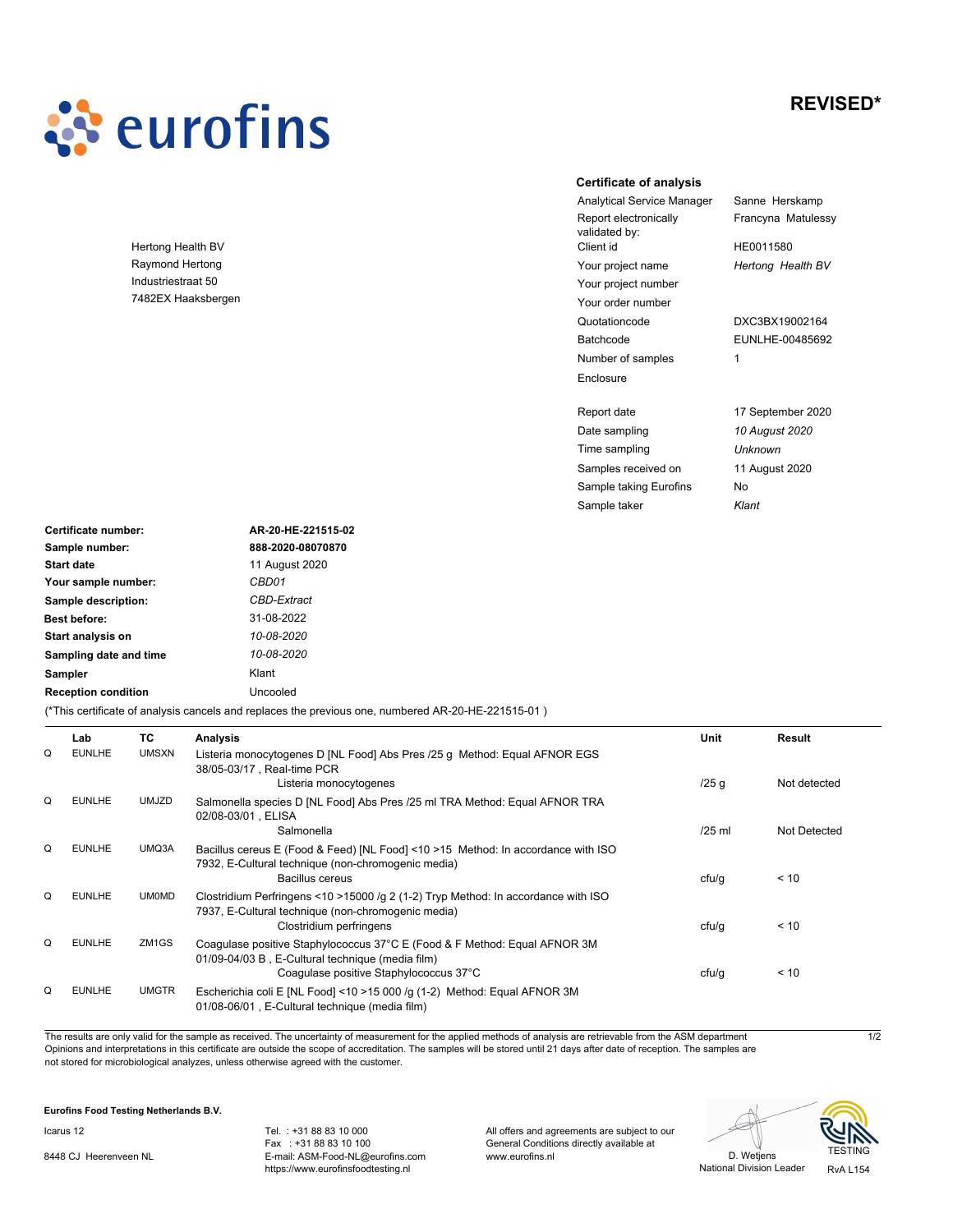**REVISED***

**Certificate of analysis**

| | |
|---|---|
| Analytical Service Manager | Sanne Herskamp |
| Report electronically validated by: | Francyna Matulessy |
| Client id | HE0011580 |
| Your project name | *Hertong Health BV* |
| Your project number | |
| Your order number | |
| Quotationcode | DXC3BX19002164 |
| Batchcode | EUNLHE-00485692 |
| Number of samples | 1 |
| Enclosure | |
| Report date | 17 September 2020 |
| Date sampling | *10 August 2020* |
| Time sampling | *Unknown* |
| Samples received on | 11 August 2020 |
| Sample taking Eurofins | No |
| Sample taker | *Klant* |

Hertong Health BV
Raymond Hertong
Industriestraat 50
7482EX Haaksbergen

| | |
|---|---|
| **Certificate number:** | **AR-20-HE-221515-02** |
| **Sample number:** | **888-2020-08070870** |
| **Start date** | 11 August 2020 |
| **Your sample number:** | *CBD01* |
| **Sample description:** | *CBD-Extract* |
| **Best before:** | 31-08-2022 |
| **Start analysis on** | *10-08-2020* |
| **Sampling date and time** | *10-08-2020* |
| **Sampler** | Klant |
| **Reception condition** | Uncooled |

(*This certificate of analysis cancels and replaces the previous one, numbered AR-20-HE-221515-01 )

| | Lab | TC | Analysis | Unit | Result |
|---|---|---|---|---|---|
| Q | EUNLHE | UMSXN | Listeria monocytogenes D [NL Food] Abs Pres /25 g Method: Equal AFNOR EGS 38/05-03/17 , Real-time PCR | | |
| | | | Listeria monocytogenes | /25 g | Not detected |
| Q | EUNLHE | UMJZD | Salmonella species D [NL Food] Abs Pres /25 ml TRA Method: Equal AFNOR TRA 02/08-03/01 , ELISA | | |
| | | | Salmonella | /25 ml | Not Detected |
| Q | EUNLHE | UMQ3A | Bacillus cereus E (Food & Feed) [NL Food] <10 >15 Method: In accordance with ISO 7932, E-Cultural technique (non-chromogenic media) | | |
| | | | Bacillus cereus | cfu/g | < 10 |
| Q | EUNLHE | UM0MD | Clostridium Perfringens <10 >15000 /g 2 (1-2) Tryp Method: In accordance with ISO 7937, E-Cultural technique (non-chromogenic media) | | |
| | | | Clostridium perfringens | cfu/g | < 10 |
| Q | EUNLHE | ZM1GS | Coagulase positive Staphylococcus 37°C E (Food & F Method: Equal AFNOR 3M 01/09-04/03 B , E-Cultural technique (media film) | | |
| | | | Coagulase positive Staphylococcus 37°C | cfu/g | < 10 |
| Q | EUNLHE | UMGTR | Escherichia coli E [NL Food] <10 >15 000 /g (1-2) Method: Equal AFNOR 3M 01/08-06/01 , E-Cultural technique (media film) | | |

The results are only valid for the sample as received. The uncertainty of measurement for the applied methods of analysis are retrievable from the ASM department Opinions and interpretations in this certificate are outside the scope of accreditation. The samples will be stored until 21 days after date of reception. The samples are not stored for microbiological analyzes, unless otherwise agreed with the customer.

**Eurofins Food Testing Netherlands B.V.**

Icarus 12
8448 CJ Heerenveen NL

Tel. : +31 88 83 10 000
Fax : +31 88 83 10 100
E-mail: ASM-Food-NL@eurofins.com
https://www.eurofinsfoodtesting.nl

All offers and agreements are subject to our General Conditions directly available at www.eurofins.nl

D. Wetjens
National Division Leader

TESTING
RvA L154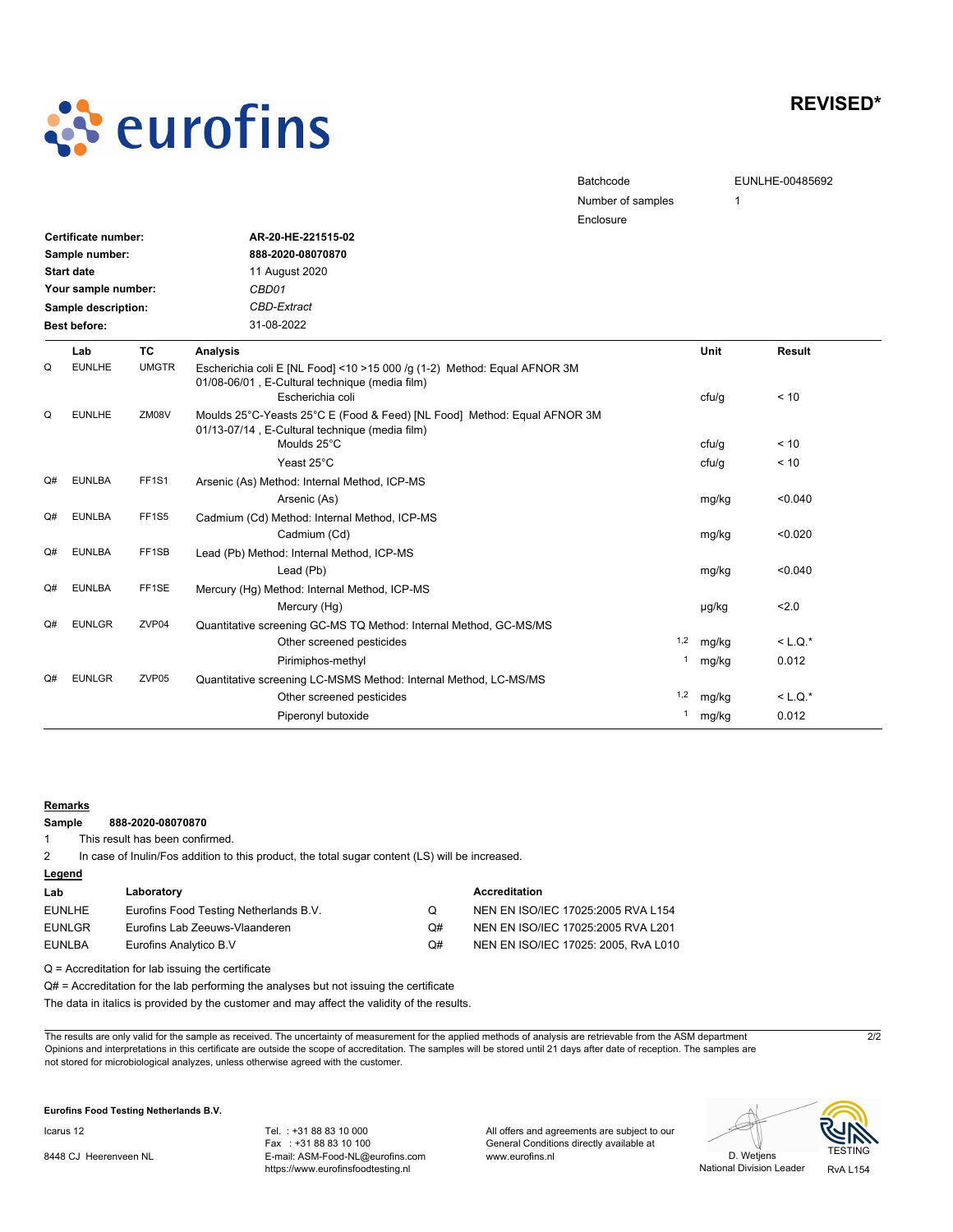**REVISED***

eurofins

| | |
|---|---|
| Batchcode | EUNLHE-00485692 |
| Number of samples | 1 |
| Enclosure | |

| | |
|---|---|
| **Certificate number:** | **AR-20-HE-221515-02** |
| **Sample number:** | **888-2020-08070870** |
| **Start date** | 11 August 2020 |
| **Your sample number:** | *CBD01* |
| **Sample description:** | *CBD-Extract* |
| **Best before:** | 31-08-2022 |

| | Lab | TC | Analysis | | Unit | Result |
|---|---|---|---|---|---|---|
| Q | EUNLHE | UMGTR | Escherichia coli E [NL Food] <10 >15 000 /g (1-2) Method: Equal AFNOR 3M 01/08-06/01 , E-Cultural technique (media film) | | | |
| | | | Escherichia coli | | cfu/g | < 10 |
| Q | EUNLHE | ZM08V | Moulds 25°C-Yeasts 25°C E (Food & Feed) [NL Food] Method: Equal AFNOR 3M 01/13-07/14 , E-Cultural technique (media film) | | | |
| | | | Moulds 25°C | | cfu/g | < 10 |
| | | | Yeast 25°C | | cfu/g | < 10 |
| Q# | EUNLBA | FF1S1 | Arsenic (As) Method: Internal Method, ICP-MS | | | |
| | | | Arsenic (As) | | mg/kg | <0.040 |
| Q# | EUNLBA | FF1S5 | Cadmium (Cd) Method: Internal Method, ICP-MS | | | |
| | | | Cadmium (Cd) | | mg/kg | <0.020 |
| Q# | EUNLBA | FF1SB | Lead (Pb) Method: Internal Method, ICP-MS | | | |
| | | | Lead (Pb) | | mg/kg | <0.040 |
| Q# | EUNLBA | FF1SE | Mercury (Hg) Method: Internal Method, ICP-MS | | | |
| | | | Mercury (Hg) | | µg/kg | <2.0 |
| Q# | EUNLGR | ZVP04 | Quantitative screening GC-MS TQ Method: Internal Method, GC-MS/MS | | | |
| | | | Other screened pesticides | 1,2 | mg/kg | < L.Q.* |
| | | | Pirimiphos-methyl | 1 | mg/kg | 0.012 |
| Q# | EUNLGR | ZVP05 | Quantitative screening LC-MSMS Method: Internal Method, LC-MS/MS | | | |
| | | | Other screened pesticides | 1,2 | mg/kg | < L.Q.* |
| | | | Piperonyl butoxide | 1 | mg/kg | 0.012 |

**Remarks**

**Sample** **888-2020-08070870**

1 This result has been confirmed.

2 In case of Inulin/Fos addition to this product, the total sugar content (LS) will be increased.

**Legend**

| Lab | Laboratory | | Accreditation |
|---|---|---|---|
| EUNLHE | Eurofins Food Testing Netherlands B.V. | Q | NEN EN ISO/IEC 17025:2005 RVA L154 |
| EUNLGR | Eurofins Lab Zeeuws-Vlaanderen | Q# | NEN EN ISO/IEC 17025:2005 RVA L201 |
| EUNLBA | Eurofins Analytico B.V | Q# | NEN EN ISO/IEC 17025: 2005, RvA L010 |

Q = Accreditation for lab issuing the certificate

Q# = Accreditation for the lab performing the analyses but not issuing the certificate

The data in italics is provided by the customer and may affect the validity of the results.

The results are only valid for the sample as received. The uncertainty of measurement for the applied methods of analysis are retrievable from the ASM department Opinions and interpretations in this certificate are outside the scope of accreditation. The samples will be stored until 21 days after date of reception. The samples are not stored for microbiological analyzes, unless otherwise agreed with the customer.

**Eurofins Food Testing Netherlands B.V.**

Icarus 12
8448 CJ Heerenveen NL

Tel. : +31 88 83 10 000
Fax : +31 88 83 10 100
E-mail: ASM-Food-NL@eurofins.com
https://www.eurofinsfoodtesting.nl

All offers and agreements are subject to our General Conditions directly available at www.eurofins.nl

D. Wetjens
National Division Leader

TESTING
RvA L154